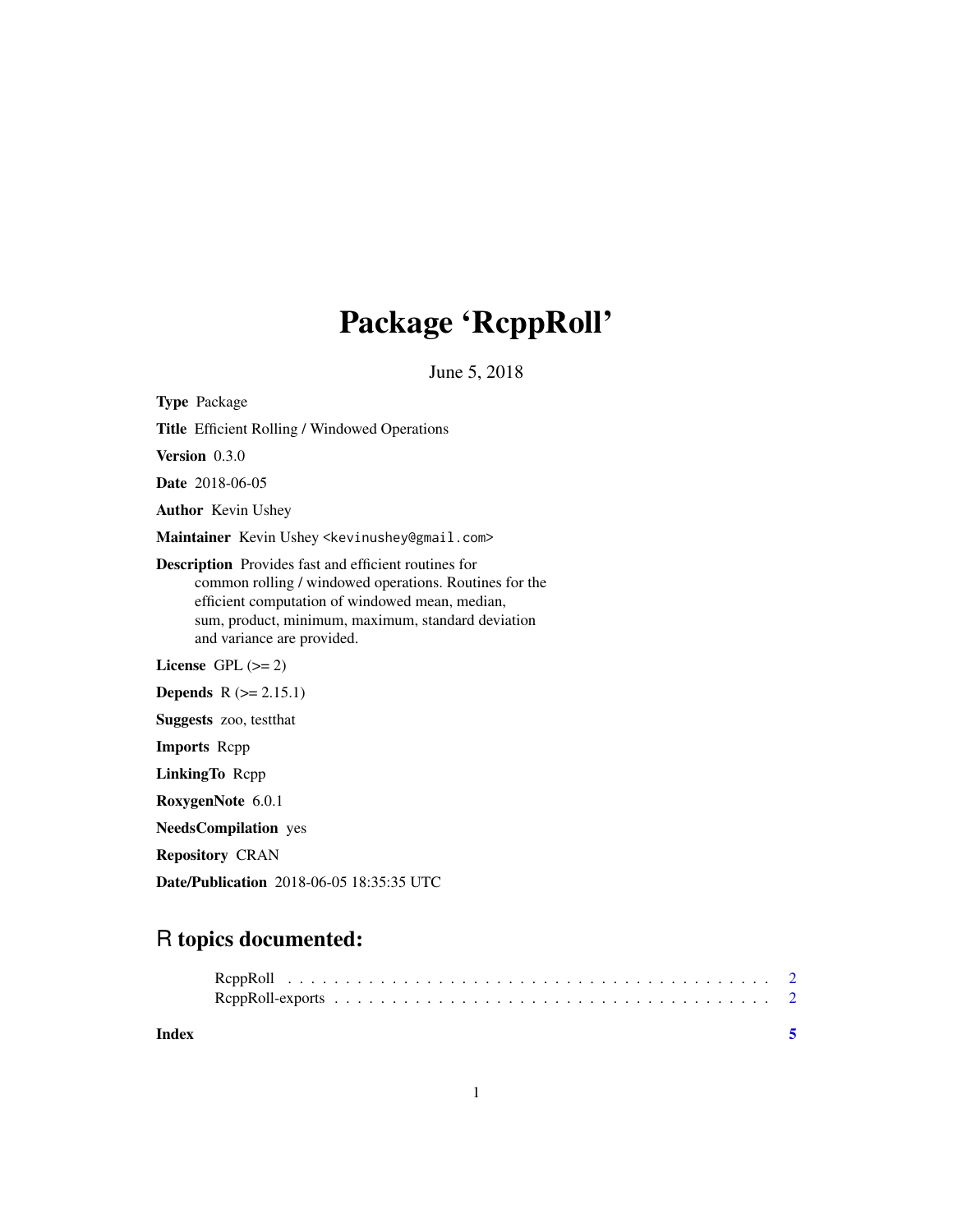# Package 'RcppRoll'

June 5, 2018

**Type** Package

**Title** Efficient Rolling / Windowed Operations

**Version** 0.3.0

**Date** 2018-06-05

**Author** Kevin Ushey

**Maintainer** Kevin Ushey <kevinushey@gmail.com>

**Description** Provides fast and efficient routines for common rolling / windowed operations. Routines for the efficient computation of windowed mean, median, sum, product, minimum, maximum, standard deviation and variance are provided.

**License** GPL (>= 2)

**Depends** R (>= 2.15.1)

**Suggests** zoo, testthat

**Imports** Rcpp

**LinkingTo** Rcpp

**RoxygenNote** 6.0.1

**NeedsCompilation** yes

**Repository** CRAN

**Date/Publication** 2018-06-05 18:35:35 UTC

## R topics documented:

RcppRoll . . . . . . . . . . . . . . . . . . . . . . . . . . . . . . . . . . . . . . . . 2
RcppRoll-exports . . . . . . . . . . . . . . . . . . . . . . . . . . . . . . . . . . . . 2

**Index** **5**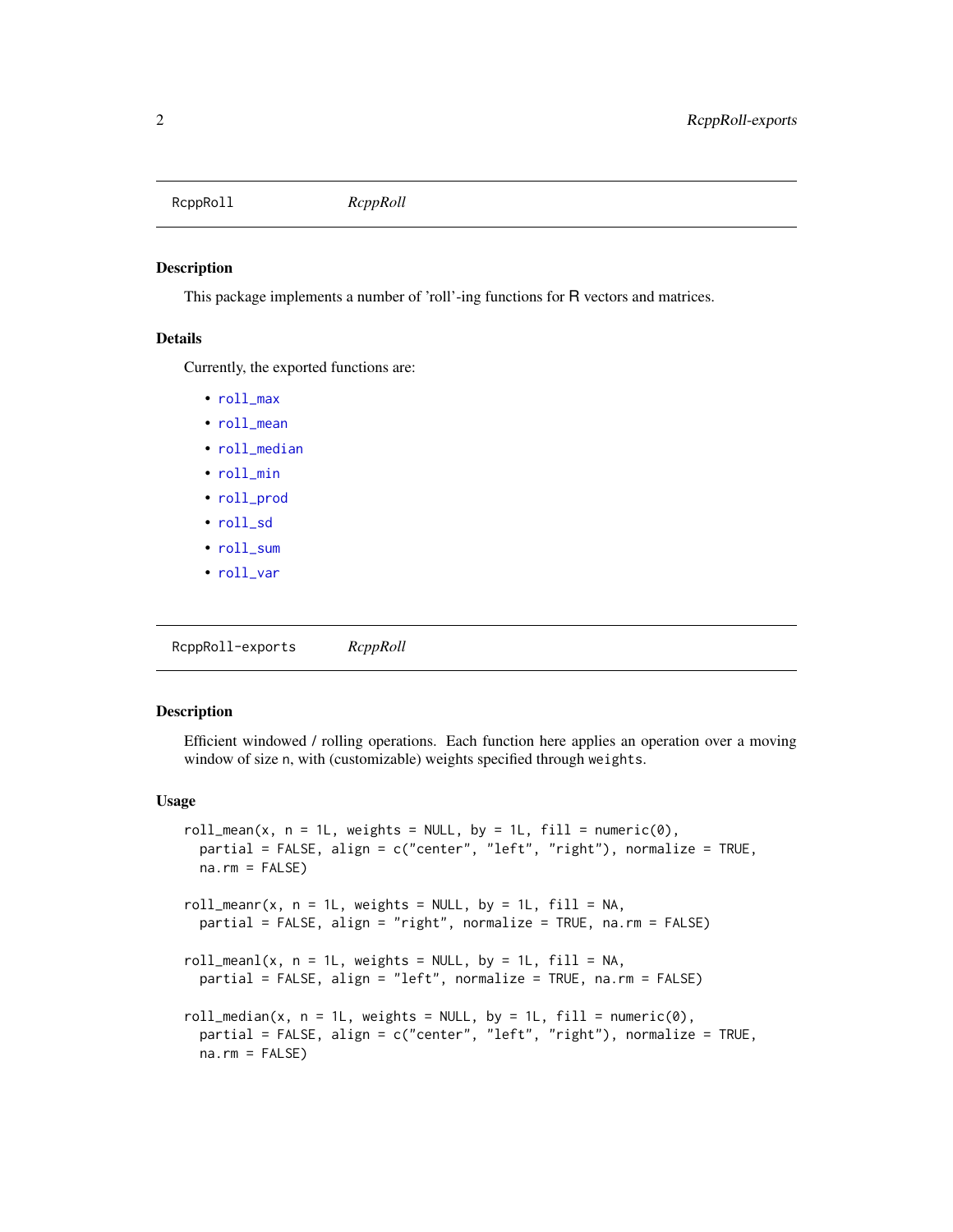RcppRoll *RcppRoll*

### Description

This package implements a number of 'roll'-ing functions for R vectors and matrices.

### Details

Currently, the exported functions are:

- roll_max
- roll_mean
- roll_median
- roll_min
- roll_prod
- roll_sd
- roll_sum
- roll_var

RcppRoll-exports *RcppRoll*

### Description

Efficient windowed / rolling operations. Each function here applies an operation over a moving window of size n, with (customizable) weights specified through weights.

### Usage

```
roll_mean(x, n = 1L, weights = NULL, by = 1L, fill = numeric(0),
  partial = FALSE, align = c("center", "left", "right"), normalize = TRUE,
  na.rm = FALSE)

roll_meanr(x, n = 1L, weights = NULL, by = 1L, fill = NA,
  partial = FALSE, align = "right", normalize = TRUE, na.rm = FALSE)

roll_meanl(x, n = 1L, weights = NULL, by = 1L, fill = NA,
  partial = FALSE, align = "left", normalize = TRUE, na.rm = FALSE)

roll_median(x, n = 1L, weights = NULL, by = 1L, fill = numeric(0),
  partial = FALSE, align = c("center", "left", "right"), normalize = TRUE,
  na.rm = FALSE)
```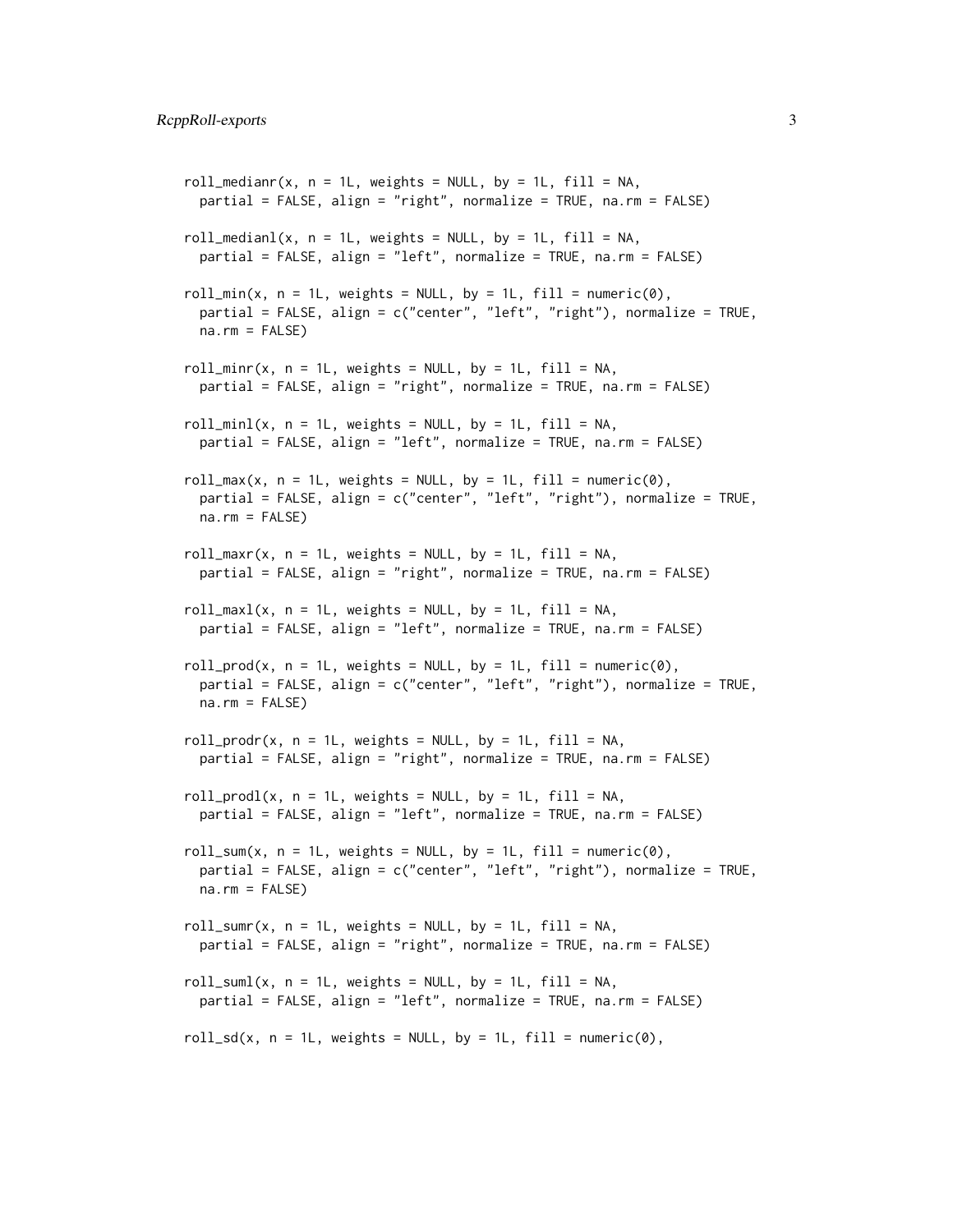```
roll_medianr(x, n = 1L, weights = NULL, by = 1L, fill = NA,
  partial = FALSE, align = "right", normalize = TRUE, na.rm = FALSE)

roll_medianl(x, n = 1L, weights = NULL, by = 1L, fill = NA,
  partial = FALSE, align = "left", normalize = TRUE, na.rm = FALSE)

roll_min(x, n = 1L, weights = NULL, by = 1L, fill = numeric(0),
  partial = FALSE, align = c("center", "left", "right"), normalize = TRUE,
  na.rm = FALSE)

roll_minr(x, n = 1L, weights = NULL, by = 1L, fill = NA,
  partial = FALSE, align = "right", normalize = TRUE, na.rm = FALSE)

roll_minl(x, n = 1L, weights = NULL, by = 1L, fill = NA,
  partial = FALSE, align = "left", normalize = TRUE, na.rm = FALSE)

roll_max(x, n = 1L, weights = NULL, by = 1L, fill = numeric(0),
  partial = FALSE, align = c("center", "left", "right"), normalize = TRUE,
  na.rm = FALSE)

roll_maxr(x, n = 1L, weights = NULL, by = 1L, fill = NA,
  partial = FALSE, align = "right", normalize = TRUE, na.rm = FALSE)

roll_maxl(x, n = 1L, weights = NULL, by = 1L, fill = NA,
  partial = FALSE, align = "left", normalize = TRUE, na.rm = FALSE)

roll_prod(x, n = 1L, weights = NULL, by = 1L, fill = numeric(0),
  partial = FALSE, align = c("center", "left", "right"), normalize = TRUE,
  na.rm = FALSE)

roll_prodr(x, n = 1L, weights = NULL, by = 1L, fill = NA,
  partial = FALSE, align = "right", normalize = TRUE, na.rm = FALSE)

roll_prodl(x, n = 1L, weights = NULL, by = 1L, fill = NA,
  partial = FALSE, align = "left", normalize = TRUE, na.rm = FALSE)

roll_sum(x, n = 1L, weights = NULL, by = 1L, fill = numeric(0),
  partial = FALSE, align = c("center", "left", "right"), normalize = TRUE,
  na.rm = FALSE)

roll_sumr(x, n = 1L, weights = NULL, by = 1L, fill = NA,
  partial = FALSE, align = "right", normalize = TRUE, na.rm = FALSE)

roll_suml(x, n = 1L, weights = NULL, by = 1L, fill = NA,
  partial = FALSE, align = "left", normalize = TRUE, na.rm = FALSE)

roll_sd(x, n = 1L, weights = NULL, by = 1L, fill = numeric(0),
```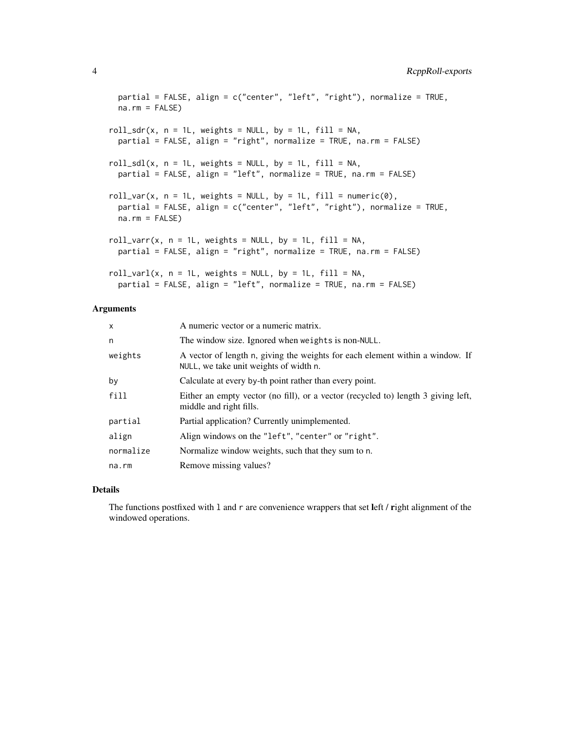```
  partial = FALSE, align = c("center", "left", "right"), normalize = TRUE,
  na.rm = FALSE)

roll_sdr(x, n = 1L, weights = NULL, by = 1L, fill = NA,
  partial = FALSE, align = "right", normalize = TRUE, na.rm = FALSE)

roll_sdl(x, n = 1L, weights = NULL, by = 1L, fill = NA,
  partial = FALSE, align = "left", normalize = TRUE, na.rm = FALSE)

roll_var(x, n = 1L, weights = NULL, by = 1L, fill = numeric(0),
  partial = FALSE, align = c("center", "left", "right"), normalize = TRUE,
  na.rm = FALSE)

roll_varr(x, n = 1L, weights = NULL, by = 1L, fill = NA,
  partial = FALSE, align = "right", normalize = TRUE, na.rm = FALSE)

roll_varl(x, n = 1L, weights = NULL, by = 1L, fill = NA,
  partial = FALSE, align = "left", normalize = TRUE, na.rm = FALSE)
```

### Arguments

| | |
|---|---|
| `x` | A numeric vector or a numeric matrix. |
| `n` | The window size. Ignored when `weights` is non-`NULL`. |
| `weights` | A vector of length `n`, giving the weights for each element within a window. If `NULL`, we take unit weights of width `n`. |
| `by` | Calculate at every by-th point rather than every point. |
| `fill` | Either an empty vector (no fill), or a vector (recycled to) length 3 giving left, middle and right fills. |
| `partial` | Partial application? Currently unimplemented. |
| `align` | Align windows on the `"left"`, `"center"` or `"right"`. |
| `normalize` | Normalize window weights, such that they sum to `n`. |
| `na.rm` | Remove missing values? |

### Details

The functions postfixed with `l` and `r` are convenience wrappers that set **l**eft / **r**ight alignment of the windowed operations.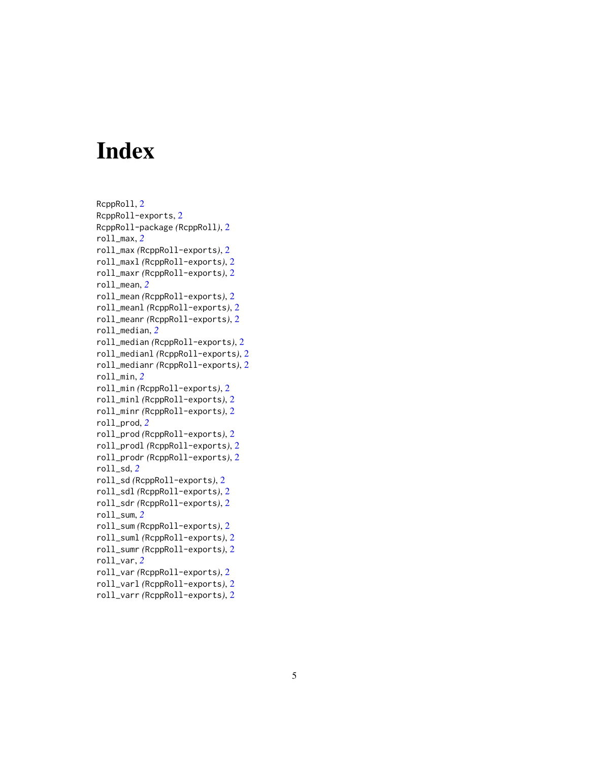# Index

RcppRoll, 2
RcppRoll-exports, 2
RcppRoll-package (RcppRoll), 2
roll_max, *2*
roll_max (RcppRoll-exports), 2
roll_maxl (RcppRoll-exports), 2
roll_maxr (RcppRoll-exports), 2
roll_mean, *2*
roll_mean (RcppRoll-exports), 2
roll_meanl (RcppRoll-exports), 2
roll_meanr (RcppRoll-exports), 2
roll_median, *2*
roll_median (RcppRoll-exports), 2
roll_medianl (RcppRoll-exports), 2
roll_medianr (RcppRoll-exports), 2
roll_min, *2*
roll_min (RcppRoll-exports), 2
roll_minl (RcppRoll-exports), 2
roll_minr (RcppRoll-exports), 2
roll_prod, *2*
roll_prod (RcppRoll-exports), 2
roll_prodl (RcppRoll-exports), 2
roll_prodr (RcppRoll-exports), 2
roll_sd, *2*
roll_sd (RcppRoll-exports), 2
roll_sdl (RcppRoll-exports), 2
roll_sdr (RcppRoll-exports), 2
roll_sum, *2*
roll_sum (RcppRoll-exports), 2
roll_suml (RcppRoll-exports), 2
roll_sumr (RcppRoll-exports), 2
roll_var, *2*
roll_var (RcppRoll-exports), 2
roll_varl (RcppRoll-exports), 2
roll_varr (RcppRoll-exports), 2